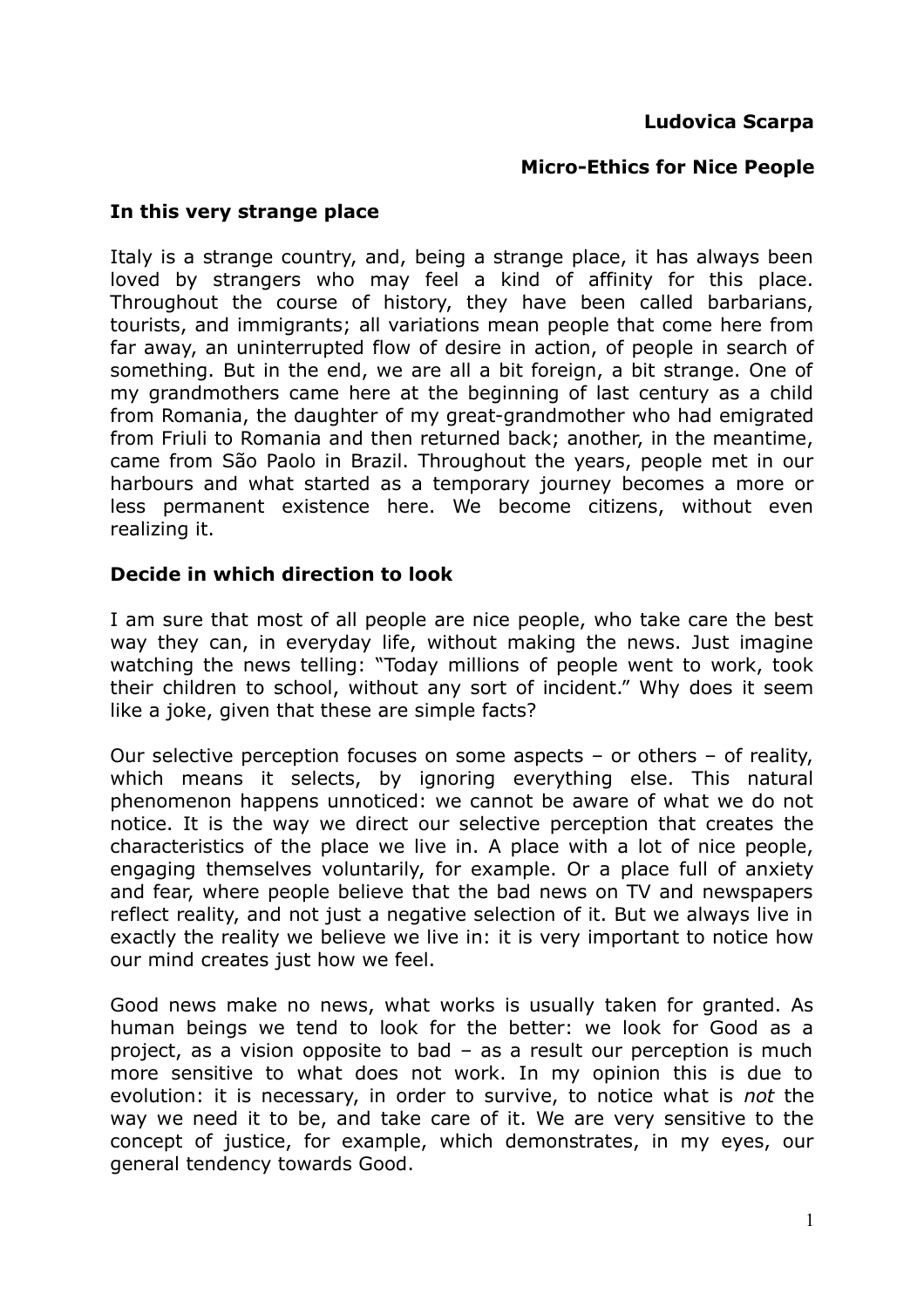**Ludovica Scarpa**

# Micro-Ethics for Nice People

## In this very strange place

Italy is a strange country, and, being a strange place, it has always been loved by strangers who may feel a kind of affinity for this place. Throughout the course of history, they have been called barbarians, tourists, and immigrants; all variations mean people that come here from far away, an uninterrupted flow of desire in action, of people in search of something. But in the end, we are all a bit foreign, a bit strange. One of my grandmothers came here at the beginning of last century as a child from Romania, the daughter of my great-grandmother who had emigrated from Friuli to Romania and then returned back; another, in the meantime, came from São Paolo in Brazil. Throughout the years, people met in our harbours and what started as a temporary journey becomes a more or less permanent existence here. We become citizens, without even realizing it.

## Decide in which direction to look

I am sure that most of all people are nice people, who take care the best way they can, in everyday life, without making the news. Just imagine watching the news telling: "Today millions of people went to work, took their children to school, without any sort of incident." Why does it seem like a joke, given that these are simple facts?

Our selective perception focuses on some aspects – or others – of reality, which means it selects, by ignoring everything else. This natural phenomenon happens unnoticed: we cannot be aware of what we do not notice. It is the way we direct our selective perception that creates the characteristics of the place we live in. A place with a lot of nice people, engaging themselves voluntarily, for example. Or a place full of anxiety and fear, where people believe that the bad news on TV and newspapers reflect reality, and not just a negative selection of it. But we always live in exactly the reality we believe we live in: it is very important to notice how our mind creates just how we feel.

Good news make no news, what works is usually taken for granted. As human beings we tend to look for the better: we look for Good as a project, as a vision opposite to bad – as a result our perception is much more sensitive to what does not work. In my opinion this is due to evolution: it is necessary, in order to survive, to notice what is *not* the way we need it to be, and take care of it. We are very sensitive to the concept of justice, for example, which demonstrates, in my eyes, our general tendency towards Good.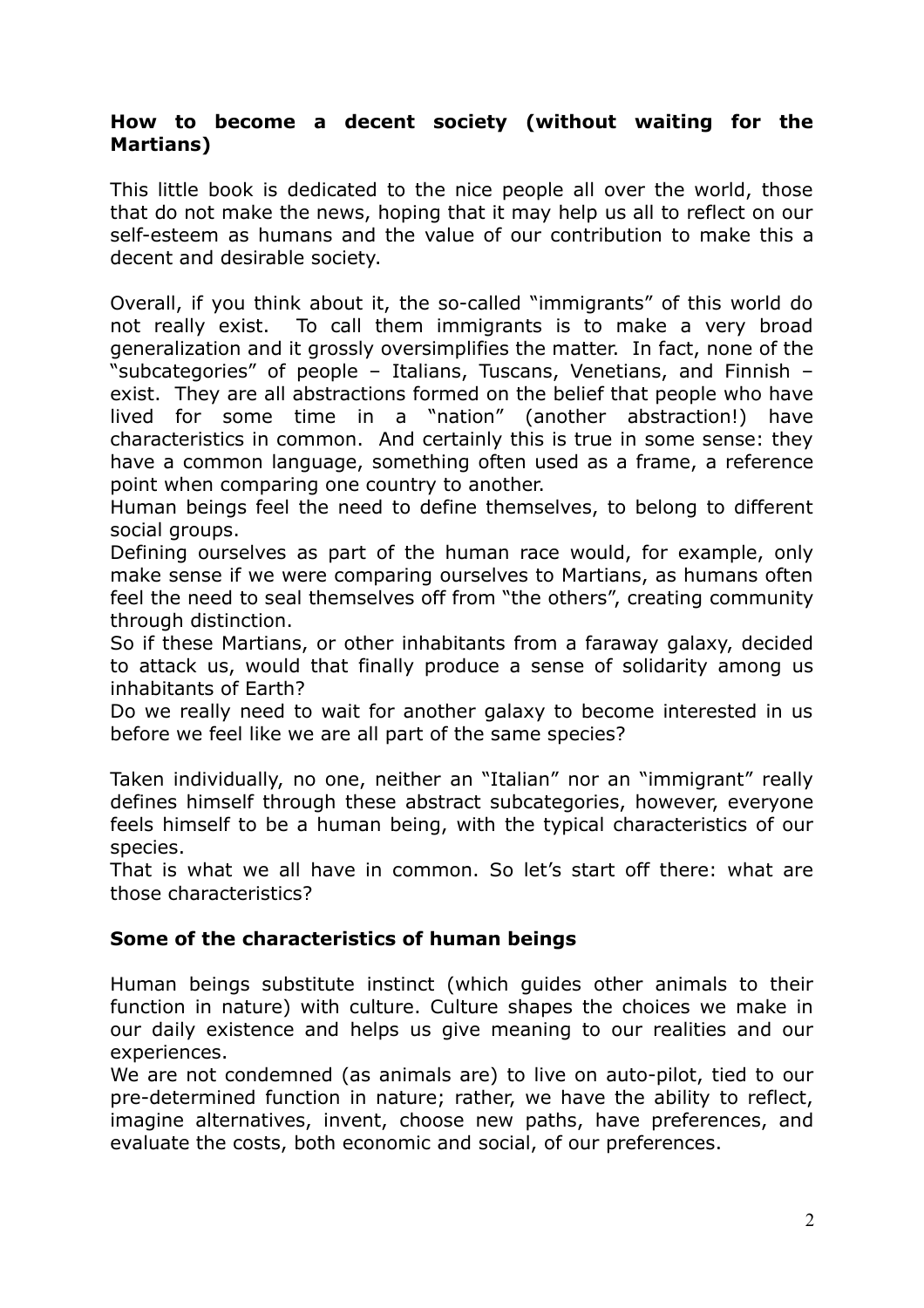## How to become a decent society (without waiting for the Martians)

This little book is dedicated to the nice people all over the world, those that do not make the news, hoping that it may help us all to reflect on our self-esteem as humans and the value of our contribution to make this a decent and desirable society.

Overall, if you think about it, the so-called "immigrants" of this world do not really exist. To call them immigrants is to make a very broad generalization and it grossly oversimplifies the matter. In fact, none of the "subcategories" of people – Italians, Tuscans, Venetians, and Finnish – exist. They are all abstractions formed on the belief that people who have lived for some time in a "nation" (another abstraction!) have characteristics in common. And certainly this is true in some sense: they have a common language, something often used as a frame, a reference point when comparing one country to another.

Human beings feel the need to define themselves, to belong to different social groups.

Defining ourselves as part of the human race would, for example, only make sense if we were comparing ourselves to Martians, as humans often feel the need to seal themselves off from "the others", creating community through distinction.

So if these Martians, or other inhabitants from a faraway galaxy, decided to attack us, would that finally produce a sense of solidarity among us inhabitants of Earth?

Do we really need to wait for another galaxy to become interested in us before we feel like we are all part of the same species?

Taken individually, no one, neither an "Italian" nor an "immigrant" really defines himself through these abstract subcategories, however, everyone feels himself to be a human being, with the typical characteristics of our species.

That is what we all have in common. So let's start off there: what are those characteristics?

## Some of the characteristics of human beings

Human beings substitute instinct (which guides other animals to their function in nature) with culture. Culture shapes the choices we make in our daily existence and helps us give meaning to our realities and our experiences.

We are not condemned (as animals are) to live on auto-pilot, tied to our pre-determined function in nature; rather, we have the ability to reflect, imagine alternatives, invent, choose new paths, have preferences, and evaluate the costs, both economic and social, of our preferences.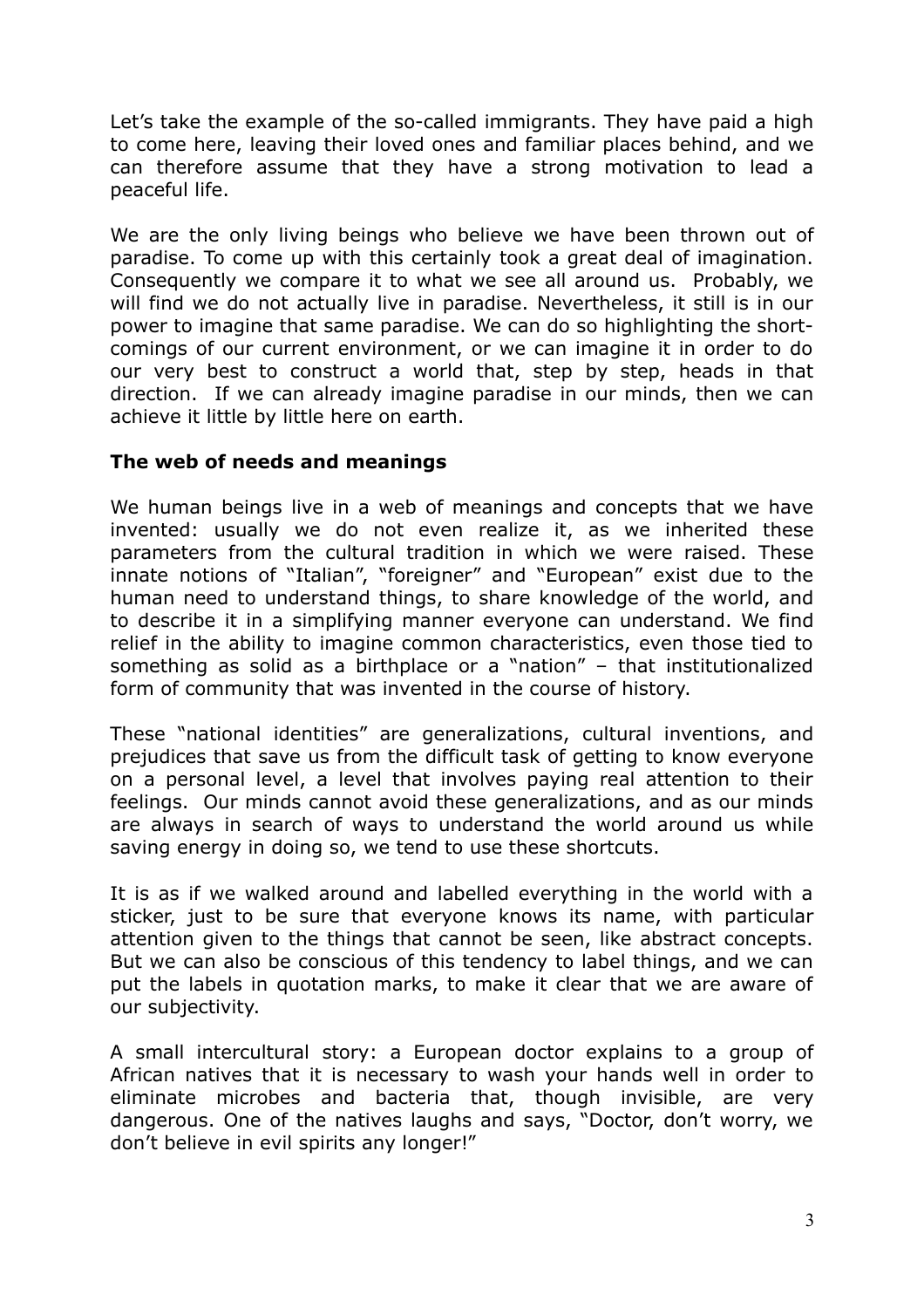Let's take the example of the so-called immigrants. They have paid a high to come here, leaving their loved ones and familiar places behind, and we can therefore assume that they have a strong motivation to lead a peaceful life.

We are the only living beings who believe we have been thrown out of paradise. To come up with this certainly took a great deal of imagination. Consequently we compare it to what we see all around us. Probably, we will find we do not actually live in paradise. Nevertheless, it still is in our power to imagine that same paradise. We can do so highlighting the short-comings of our current environment, or we can imagine it in order to do our very best to construct a world that, step by step, heads in that direction. If we can already imagine paradise in our minds, then we can achieve it little by little here on earth.

**The web of needs and meanings**

We human beings live in a web of meanings and concepts that we have invented: usually we do not even realize it, as we inherited these parameters from the cultural tradition in which we were raised. These innate notions of "Italian", "foreigner" and "European" exist due to the human need to understand things, to share knowledge of the world, and to describe it in a simplifying manner everyone can understand. We find relief in the ability to imagine common characteristics, even those tied to something as solid as a birthplace or a "nation" – that institutionalized form of community that was invented in the course of history.

These "national identities" are generalizations, cultural inventions, and prejudices that save us from the difficult task of getting to know everyone on a personal level, a level that involves paying real attention to their feelings. Our minds cannot avoid these generalizations, and as our minds are always in search of ways to understand the world around us while saving energy in doing so, we tend to use these shortcuts.

It is as if we walked around and labelled everything in the world with a sticker, just to be sure that everyone knows its name, with particular attention given to the things that cannot be seen, like abstract concepts. But we can also be conscious of this tendency to label things, and we can put the labels in quotation marks, to make it clear that we are aware of our subjectivity.

A small intercultural story: a European doctor explains to a group of African natives that it is necessary to wash your hands well in order to eliminate microbes and bacteria that, though invisible, are very dangerous. One of the natives laughs and says, "Doctor, don't worry, we don't believe in evil spirits any longer!"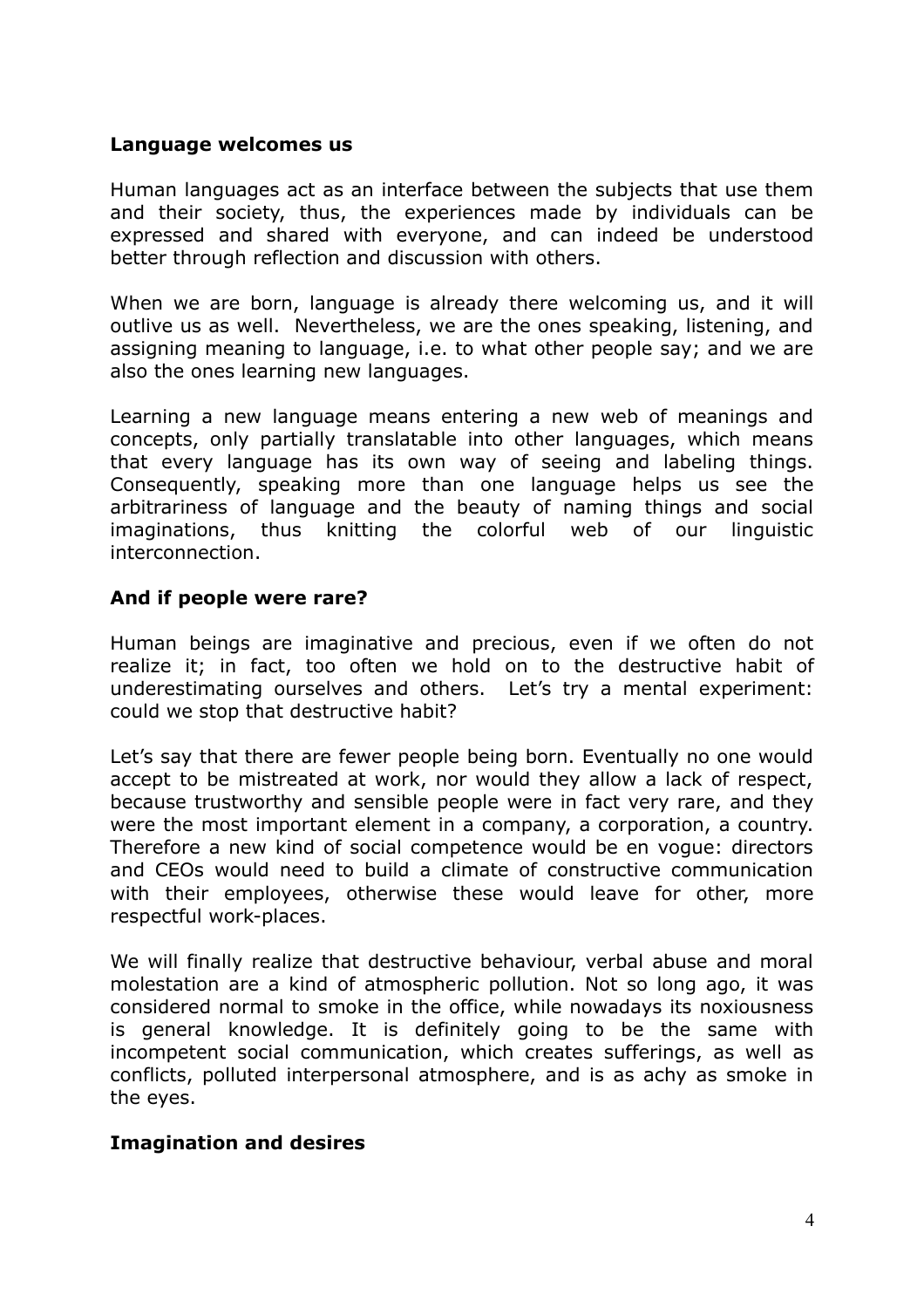## Language welcomes us

Human languages act as an interface between the subjects that use them and their society, thus, the experiences made by individuals can be expressed and shared with everyone, and can indeed be understood better through reflection and discussion with others.

When we are born, language is already there welcoming us, and it will outlive us as well. Nevertheless, we are the ones speaking, listening, and assigning meaning to language, i.e. to what other people say; and we are also the ones learning new languages.

Learning a new language means entering a new web of meanings and concepts, only partially translatable into other languages, which means that every language has its own way of seeing and labeling things. Consequently, speaking more than one language helps us see the arbitrariness of language and the beauty of naming things and social imaginations, thus knitting the colorful web of our linguistic interconnection.

## And if people were rare?

Human beings are imaginative and precious, even if we often do not realize it; in fact, too often we hold on to the destructive habit of underestimating ourselves and others. Let's try a mental experiment: could we stop that destructive habit?

Let's say that there are fewer people being born. Eventually no one would accept to be mistreated at work, nor would they allow a lack of respect, because trustworthy and sensible people were in fact very rare, and they were the most important element in a company, a corporation, a country. Therefore a new kind of social competence would be en vogue: directors and CEOs would need to build a climate of constructive communication with their employees, otherwise these would leave for other, more respectful work-places.

We will finally realize that destructive behaviour, verbal abuse and moral molestation are a kind of atmospheric pollution. Not so long ago, it was considered normal to smoke in the office, while nowadays its noxiousness is general knowledge. It is definitely going to be the same with incompetent social communication, which creates sufferings, as well as conflicts, polluted interpersonal atmosphere, and is as achy as smoke in the eyes.

## Imagination and desires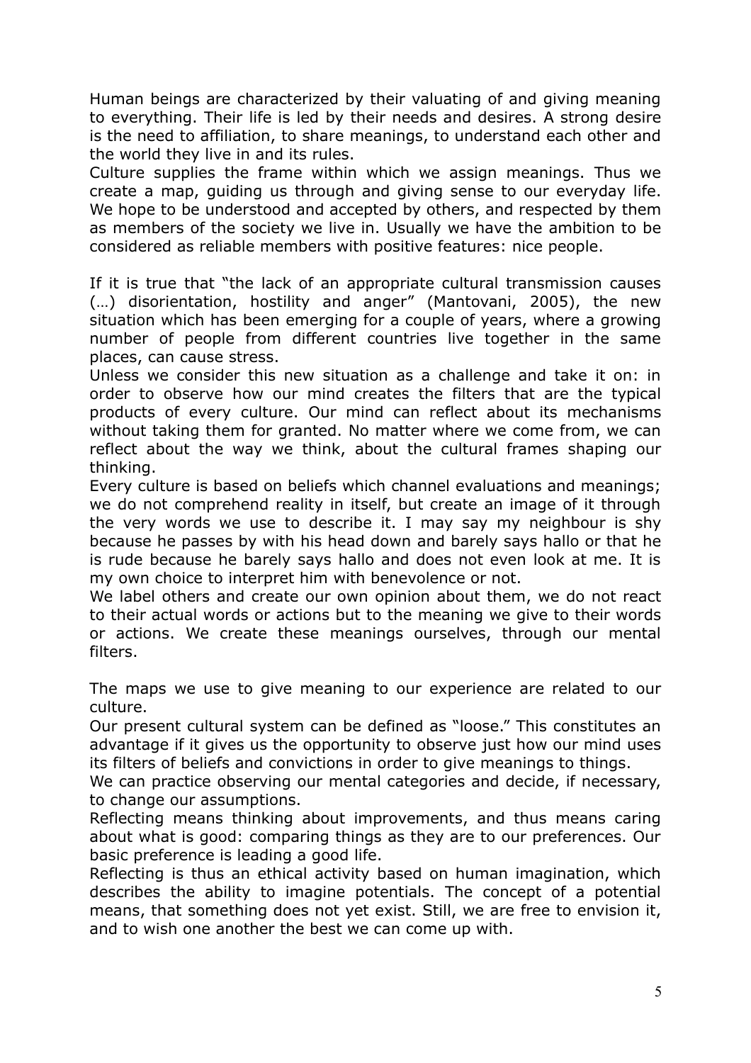Human beings are characterized by their valuating of and giving meaning to everything. Their life is led by their needs and desires. A strong desire is the need to affiliation, to share meanings, to understand each other and the world they live in and its rules.
Culture supplies the frame within which we assign meanings. Thus we create a map, guiding us through and giving sense to our everyday life. We hope to be understood and accepted by others, and respected by them as members of the society we live in. Usually we have the ambition to be considered as reliable members with positive features: nice people.

If it is true that "the lack of an appropriate cultural transmission causes (…) disorientation, hostility and anger" (Mantovani, 2005), the new situation which has been emerging for a couple of years, where a growing number of people from different countries live together in the same places, can cause stress.
Unless we consider this new situation as a challenge and take it on: in order to observe how our mind creates the filters that are the typical products of every culture. Our mind can reflect about its mechanisms without taking them for granted. No matter where we come from, we can reflect about the way we think, about the cultural frames shaping our thinking.
Every culture is based on beliefs which channel evaluations and meanings; we do not comprehend reality in itself, but create an image of it through the very words we use to describe it. I may say my neighbour is shy because he passes by with his head down and barely says hallo or that he is rude because he barely says hallo and does not even look at me. It is my own choice to interpret him with benevolence or not.
We label others and create our own opinion about them, we do not react to their actual words or actions but to the meaning we give to their words or actions. We create these meanings ourselves, through our mental filters.

The maps we use to give meaning to our experience are related to our culture.
Our present cultural system can be defined as "loose." This constitutes an advantage if it gives us the opportunity to observe just how our mind uses its filters of beliefs and convictions in order to give meanings to things.
We can practice observing our mental categories and decide, if necessary, to change our assumptions.
Reflecting means thinking about improvements, and thus means caring about what is good: comparing things as they are to our preferences. Our basic preference is leading a good life.
Reflecting is thus an ethical activity based on human imagination, which describes the ability to imagine potentials. The concept of a potential means, that something does not yet exist. Still, we are free to envision it, and to wish one another the best we can come up with.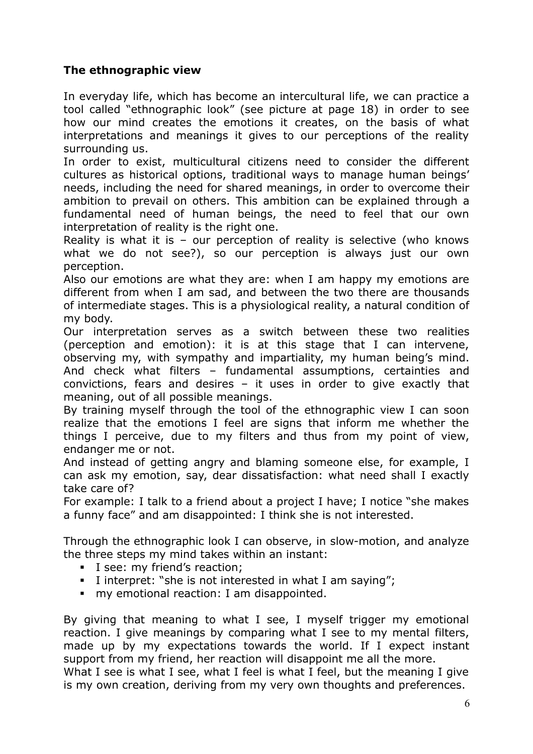**The ethnographic view**

In everyday life, which has become an intercultural life, we can practice a tool called "ethnographic look" (see picture at page 18) in order to see how our mind creates the emotions it creates, on the basis of what interpretations and meanings it gives to our perceptions of the reality surrounding us.

In order to exist, multicultural citizens need to consider the different cultures as historical options, traditional ways to manage human beings' needs, including the need for shared meanings, in order to overcome their ambition to prevail on others. This ambition can be explained through a fundamental need of human beings, the need to feel that our own interpretation of reality is the right one.

Reality is what it is – our perception of reality is selective (who knows what we do not see?), so our perception is always just our own perception.

Also our emotions are what they are: when I am happy my emotions are different from when I am sad, and between the two there are thousands of intermediate stages. This is a physiological reality, a natural condition of my body.

Our interpretation serves as a switch between these two realities (perception and emotion): it is at this stage that I can intervene, observing my, with sympathy and impartiality, my human being's mind. And check what filters – fundamental assumptions, certainties and convictions, fears and desires – it uses in order to give exactly that meaning, out of all possible meanings.

By training myself through the tool of the ethnographic view I can soon realize that the emotions I feel are signs that inform me whether the things I perceive, due to my filters and thus from my point of view, endanger me or not.

And instead of getting angry and blaming someone else, for example, I can ask my emotion, say, dear dissatisfaction: what need shall I exactly take care of?

For example: I talk to a friend about a project I have; I notice "she makes a funny face" and am disappointed: I think she is not interested.

Through the ethnographic look I can observe, in slow-motion, and analyze the three steps my mind takes within an instant:

- I see: my friend's reaction;
- I interpret: "she is not interested in what I am saying";
- my emotional reaction: I am disappointed.

By giving that meaning to what I see, I myself trigger my emotional reaction. I give meanings by comparing what I see to my mental filters, made up by my expectations towards the world. If I expect instant support from my friend, her reaction will disappoint me all the more.

What I see is what I see, what I feel is what I feel, but the meaning I give is my own creation, deriving from my very own thoughts and preferences.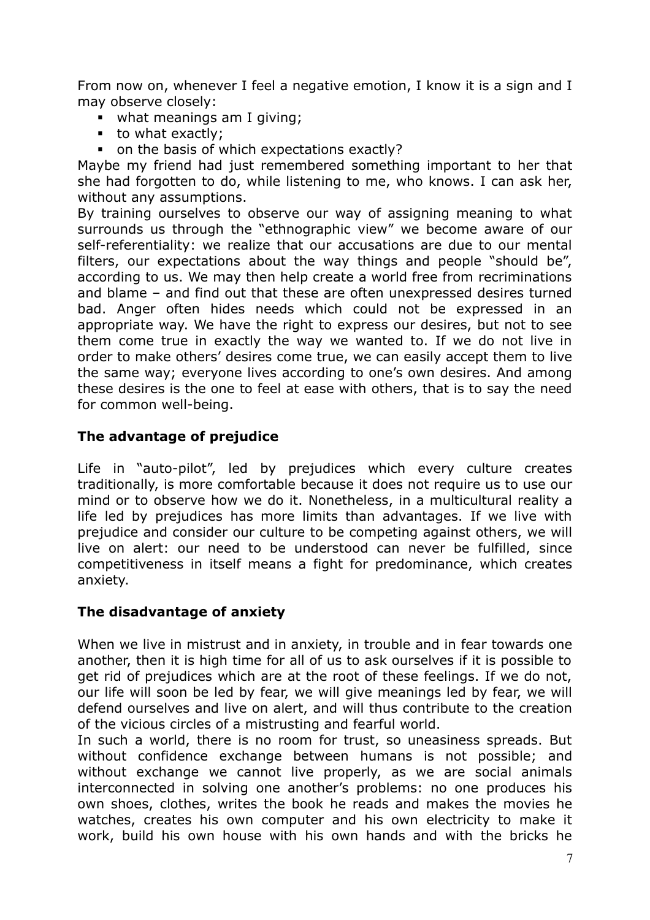From now on, whenever I feel a negative emotion, I know it is a sign and I may observe closely:

- what meanings am I giving;
- to what exactly;
- on the basis of which expectations exactly?

Maybe my friend had just remembered something important to her that she had forgotten to do, while listening to me, who knows. I can ask her, without any assumptions.

By training ourselves to observe our way of assigning meaning to what surrounds us through the "ethnographic view" we become aware of our self-referentiality: we realize that our accusations are due to our mental filters, our expectations about the way things and people "should be", according to us. We may then help create a world free from recriminations and blame – and find out that these are often unexpressed desires turned bad. Anger often hides needs which could not be expressed in an appropriate way. We have the right to express our desires, but not to see them come true in exactly the way we wanted to. If we do not live in order to make others' desires come true, we can easily accept them to live the same way; everyone lives according to one's own desires. And among these desires is the one to feel at ease with others, that is to say the need for common well-being.

### The advantage of prejudice

Life in "auto-pilot", led by prejudices which every culture creates traditionally, is more comfortable because it does not require us to use our mind or to observe how we do it. Nonetheless, in a multicultural reality a life led by prejudices has more limits than advantages. If we live with prejudice and consider our culture to be competing against others, we will live on alert: our need to be understood can never be fulfilled, since competitiveness in itself means a fight for predominance, which creates anxiety.

### The disadvantage of anxiety

When we live in mistrust and in anxiety, in trouble and in fear towards one another, then it is high time for all of us to ask ourselves if it is possible to get rid of prejudices which are at the root of these feelings. If we do not, our life will soon be led by fear, we will give meanings led by fear, we will defend ourselves and live on alert, and will thus contribute to the creation of the vicious circles of a mistrusting and fearful world.

In such a world, there is no room for trust, so uneasiness spreads. But without confidence exchange between humans is not possible; and without exchange we cannot live properly, as we are social animals interconnected in solving one another's problems: no one produces his own shoes, clothes, writes the book he reads and makes the movies he watches, creates his own computer and his own electricity to make it work, build his own house with his own hands and with the bricks he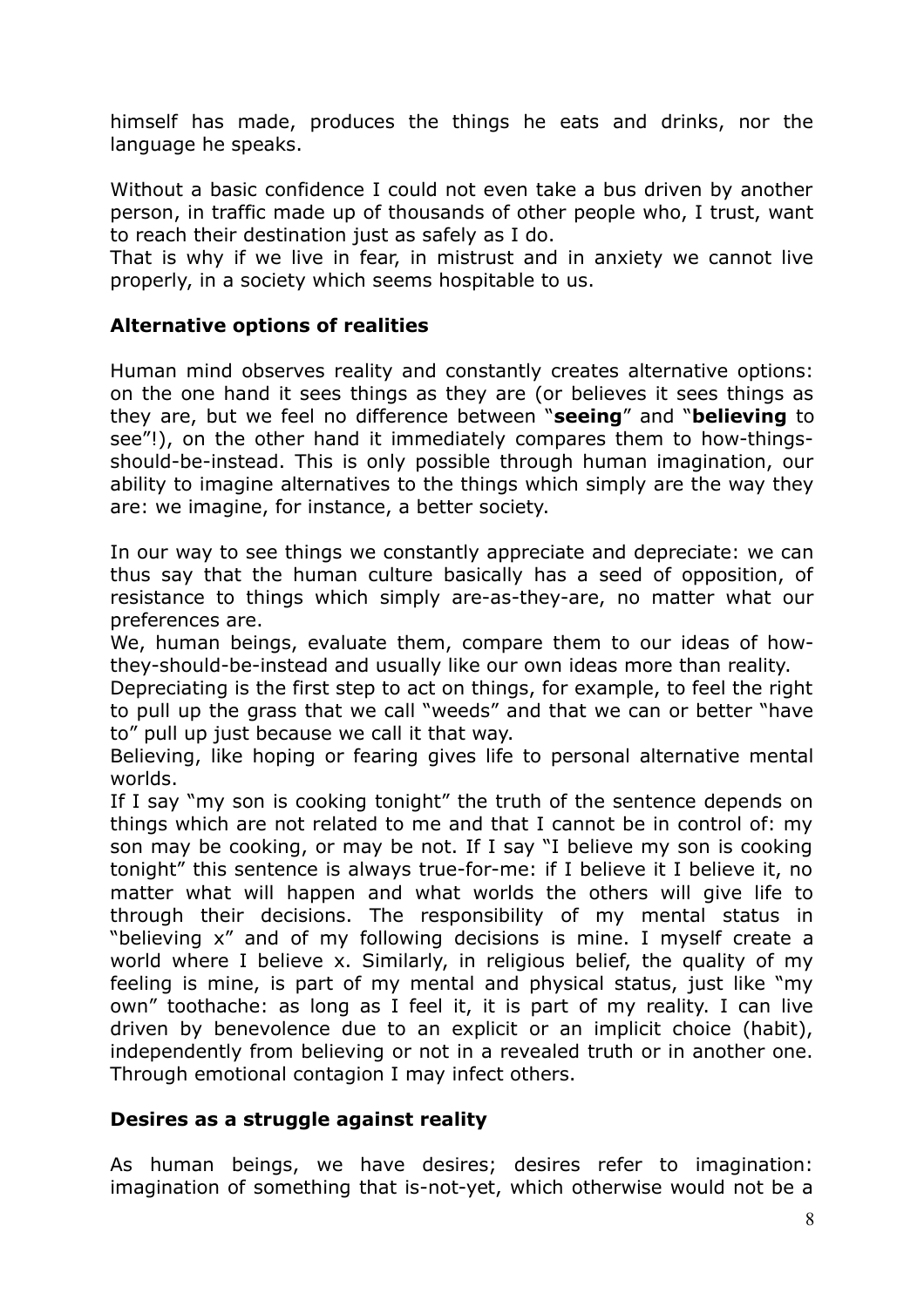himself has made, produces the things he eats and drinks, nor the language he speaks.

Without a basic confidence I could not even take a bus driven by another person, in traffic made up of thousands of other people who, I trust, want to reach their destination just as safely as I do.
That is why if we live in fear, in mistrust and in anxiety we cannot live properly, in a society which seems hospitable to us.

### Alternative options of realities

Human mind observes reality and constantly creates alternative options: on the one hand it sees things as they are (or believes it sees things as they are, but we feel no difference between "**seeing**" and "**believing** to see"!), on the other hand it immediately compares them to how-things-should-be-instead. This is only possible through human imagination, our ability to imagine alternatives to the things which simply are the way they are: we imagine, for instance, a better society.

In our way to see things we constantly appreciate and depreciate: we can thus say that the human culture basically has a seed of opposition, of resistance to things which simply are-as-they-are, no matter what our preferences are.
We, human beings, evaluate them, compare them to our ideas of how-they-should-be-instead and usually like our own ideas more than reality.
Depreciating is the first step to act on things, for example, to feel the right to pull up the grass that we call "weeds" and that we can or better "have to" pull up just because we call it that way.
Believing, like hoping or fearing gives life to personal alternative mental worlds.
If I say "my son is cooking tonight" the truth of the sentence depends on things which are not related to me and that I cannot be in control of: my son may be cooking, or may be not. If I say "I believe my son is cooking tonight" this sentence is always true-for-me: if I believe it I believe it, no matter what will happen and what worlds the others will give life to through their decisions. The responsibility of my mental status in "believing x" and of my following decisions is mine. I myself create a world where I believe x. Similarly, in religious belief, the quality of my feeling is mine, is part of my mental and physical status, just like "my own" toothache: as long as I feel it, it is part of my reality. I can live driven by benevolence due to an explicit or an implicit choice (habit), independently from believing or not in a revealed truth or in another one. Through emotional contagion I may infect others.

### Desires as a struggle against reality

As human beings, we have desires; desires refer to imagination: imagination of something that is-not-yet, which otherwise would not be a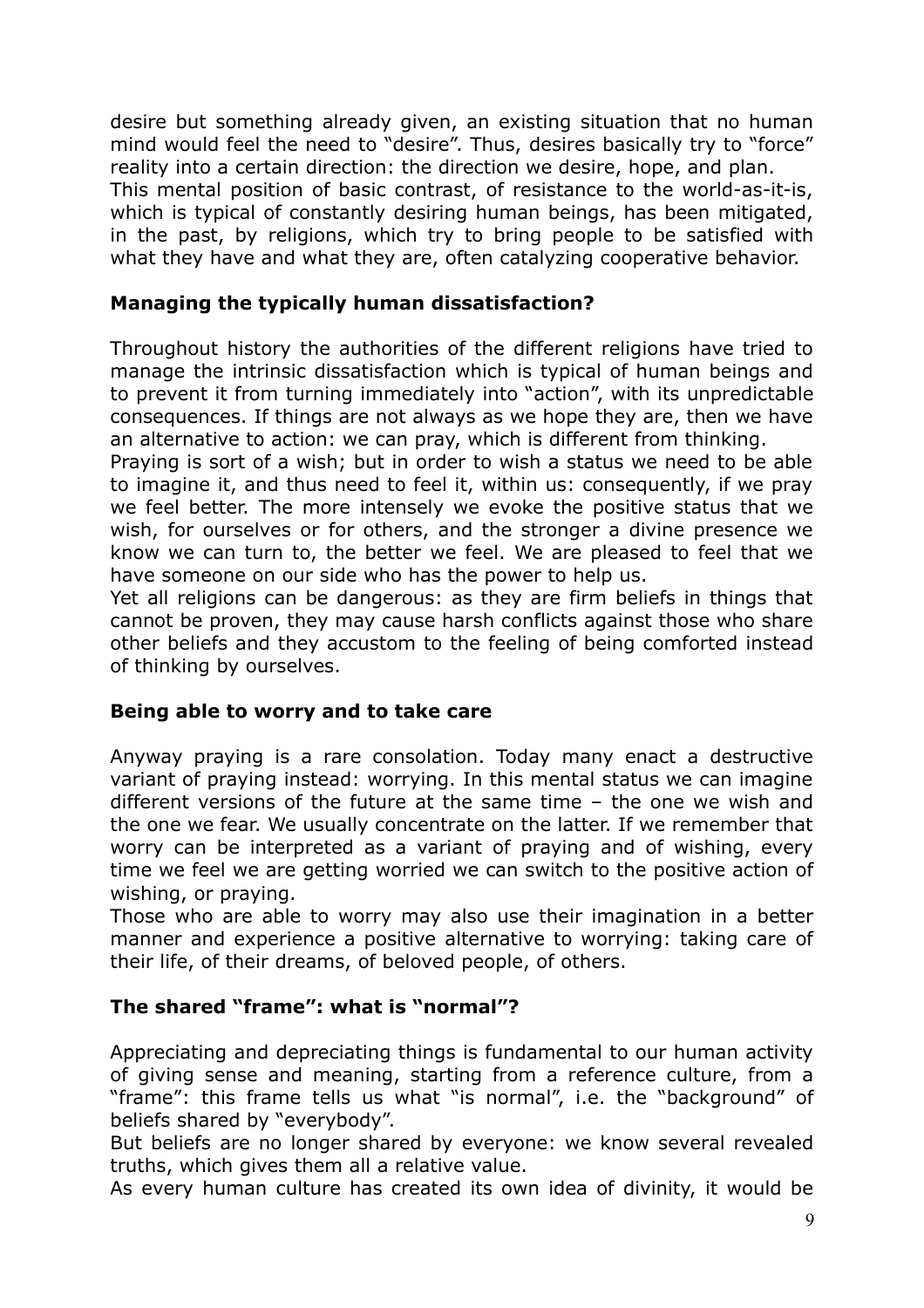desire but something already given, an existing situation that no human mind would feel the need to "desire". Thus, desires basically try to "force" reality into a certain direction: the direction we desire, hope, and plan.
This mental position of basic contrast, of resistance to the world-as-it-is, which is typical of constantly desiring human beings, has been mitigated, in the past, by religions, which try to bring people to be satisfied with what they have and what they are, often catalyzing cooperative behavior.

## Managing the typically human dissatisfaction?

Throughout history the authorities of the different religions have tried to manage the intrinsic dissatisfaction which is typical of human beings and to prevent it from turning immediately into "action", with its unpredictable consequences. If things are not always as we hope they are, then we have an alternative to action: we can pray, which is different from thinking.
Praying is sort of a wish; but in order to wish a status we need to be able to imagine it, and thus need to feel it, within us: consequently, if we pray we feel better. The more intensely we evoke the positive status that we wish, for ourselves or for others, and the stronger a divine presence we know we can turn to, the better we feel. We are pleased to feel that we have someone on our side who has the power to help us.
Yet all religions can be dangerous: as they are firm beliefs in things that cannot be proven, they may cause harsh conflicts against those who share other beliefs and they accustom to the feeling of being comforted instead of thinking by ourselves.

## Being able to worry and to take care

Anyway praying is a rare consolation. Today many enact a destructive variant of praying instead: worrying. In this mental status we can imagine different versions of the future at the same time – the one we wish and the one we fear. We usually concentrate on the latter. If we remember that worry can be interpreted as a variant of praying and of wishing, every time we feel we are getting worried we can switch to the positive action of wishing, or praying.
Those who are able to worry may also use their imagination in a better manner and experience a positive alternative to worrying: taking care of their life, of their dreams, of beloved people, of others.

## The shared "frame": what is "normal"?

Appreciating and depreciating things is fundamental to our human activity of giving sense and meaning, starting from a reference culture, from a "frame": this frame tells us what "is normal", i.e. the "background" of beliefs shared by "everybody".
But beliefs are no longer shared by everyone: we know several revealed truths, which gives them all a relative value.
As every human culture has created its own idea of divinity, it would be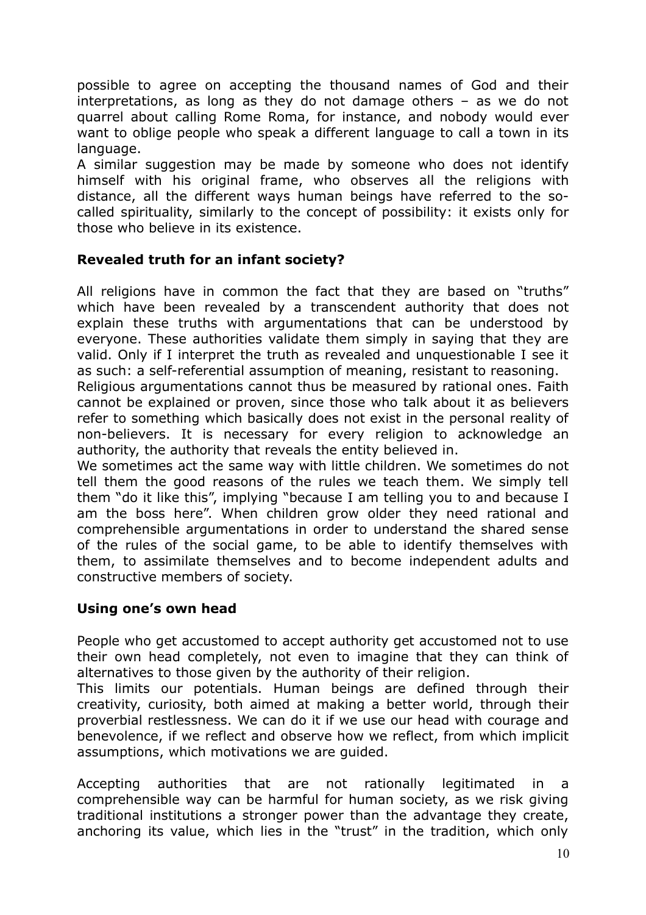possible to agree on accepting the thousand names of God and their interpretations, as long as they do not damage others – as we do not quarrel about calling Rome Roma, for instance, and nobody would ever want to oblige people who speak a different language to call a town in its language.

A similar suggestion may be made by someone who does not identify himself with his original frame, who observes all the religions with distance, all the different ways human beings have referred to the so-called spirituality, similarly to the concept of possibility: it exists only for those who believe in its existence.

## Revealed truth for an infant society?

All religions have in common the fact that they are based on "truths" which have been revealed by a transcendent authority that does not explain these truths with argumentations that can be understood by everyone. These authorities validate them simply in saying that they are valid. Only if I interpret the truth as revealed and unquestionable I see it as such: a self-referential assumption of meaning, resistant to reasoning.

Religious argumentations cannot thus be measured by rational ones. Faith cannot be explained or proven, since those who talk about it as believers refer to something which basically does not exist in the personal reality of non-believers. It is necessary for every religion to acknowledge an authority, the authority that reveals the entity believed in.

We sometimes act the same way with little children. We sometimes do not tell them the good reasons of the rules we teach them. We simply tell them "do it like this", implying "because I am telling you to and because I am the boss here". When children grow older they need rational and comprehensible argumentations in order to understand the shared sense of the rules of the social game, to be able to identify themselves with them, to assimilate themselves and to become independent adults and constructive members of society.

## Using one's own head

People who get accustomed to accept authority get accustomed not to use their own head completely, not even to imagine that they can think of alternatives to those given by the authority of their religion.

This limits our potentials. Human beings are defined through their creativity, curiosity, both aimed at making a better world, through their proverbial restlessness. We can do it if we use our head with courage and benevolence, if we reflect and observe how we reflect, from which implicit assumptions, which motivations we are guided.

Accepting authorities that are not rationally legitimated in a comprehensible way can be harmful for human society, as we risk giving traditional institutions a stronger power than the advantage they create, anchoring its value, which lies in the "trust" in the tradition, which only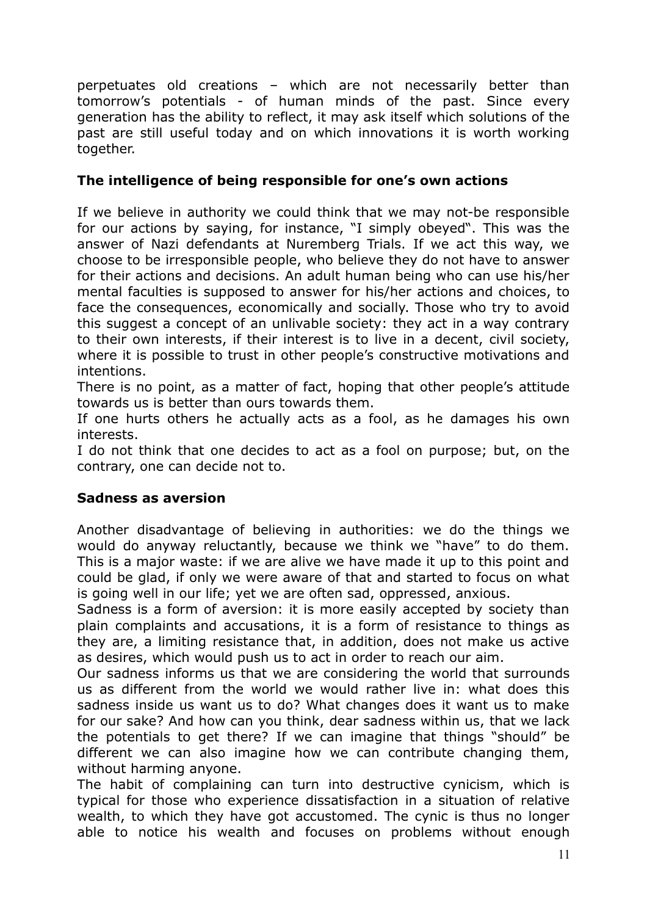perpetuates old creations – which are not necessarily better than tomorrow's potentials - of human minds of the past. Since every generation has the ability to reflect, it may ask itself which solutions of the past are still useful today and on which innovations it is worth working together.

## The intelligence of being responsible for one's own actions

If we believe in authority we could think that we may not-be responsible for our actions by saying, for instance, "I simply obeyed". This was the answer of Nazi defendants at Nuremberg Trials. If we act this way, we choose to be irresponsible people, who believe they do not have to answer for their actions and decisions. An adult human being who can use his/her mental faculties is supposed to answer for his/her actions and choices, to face the consequences, economically and socially. Those who try to avoid this suggest a concept of an unlivable society: they act in a way contrary to their own interests, if their interest is to live in a decent, civil society, where it is possible to trust in other people's constructive motivations and intentions.

There is no point, as a matter of fact, hoping that other people's attitude towards us is better than ours towards them.

If one hurts others he actually acts as a fool, as he damages his own interests.

I do not think that one decides to act as a fool on purpose; but, on the contrary, one can decide not to.

## Sadness as aversion

Another disadvantage of believing in authorities: we do the things we would do anyway reluctantly, because we think we "have" to do them. This is a major waste: if we are alive we have made it up to this point and could be glad, if only we were aware of that and started to focus on what is going well in our life; yet we are often sad, oppressed, anxious.

Sadness is a form of aversion: it is more easily accepted by society than plain complaints and accusations, it is a form of resistance to things as they are, a limiting resistance that, in addition, does not make us active as desires, which would push us to act in order to reach our aim.

Our sadness informs us that we are considering the world that surrounds us as different from the world we would rather live in: what does this sadness inside us want us to do? What changes does it want us to make for our sake? And how can you think, dear sadness within us, that we lack the potentials to get there? If we can imagine that things "should" be different we can also imagine how we can contribute changing them, without harming anyone.

The habit of complaining can turn into destructive cynicism, which is typical for those who experience dissatisfaction in a situation of relative wealth, to which they have got accustomed. The cynic is thus no longer able to notice his wealth and focuses on problems without enough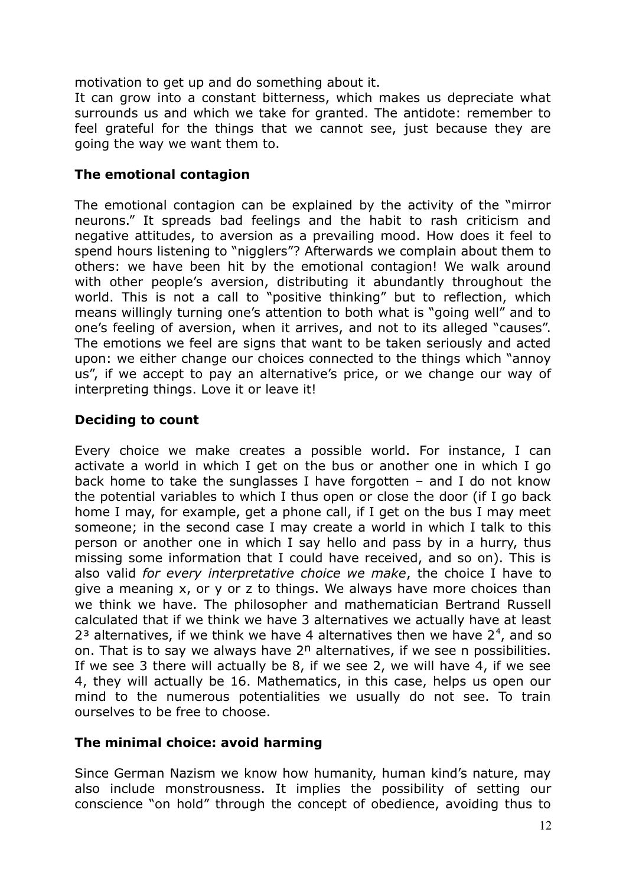motivation to get up and do something about it.
It can grow into a constant bitterness, which makes us depreciate what surrounds us and which we take for granted. The antidote: remember to feel grateful for the things that we cannot see, just because they are going the way we want them to.

### The emotional contagion

The emotional contagion can be explained by the activity of the "mirror neurons." It spreads bad feelings and the habit to rash criticism and negative attitudes, to aversion as a prevailing mood. How does it feel to spend hours listening to "nigglers"? Afterwards we complain about them to others: we have been hit by the emotional contagion! We walk around with other people's aversion, distributing it abundantly throughout the world. This is not a call to "positive thinking" but to reflection, which means willingly turning one's attention to both what is "going well" and to one's feeling of aversion, when it arrives, and not to its alleged "causes". The emotions we feel are signs that want to be taken seriously and acted upon: we either change our choices connected to the things which "annoy us", if we accept to pay an alternative's price, or we change our way of interpreting things. Love it or leave it!

### Deciding to count

Every choice we make creates a possible world. For instance, I can activate a world in which I get on the bus or another one in which I go back home to take the sunglasses I have forgotten – and I do not know the potential variables to which I thus open or close the door (if I go back home I may, for example, get a phone call, if I get on the bus I may meet someone; in the second case I may create a world in which I talk to this person or another one in which I say hello and pass by in a hurry, thus missing some information that I could have received, and so on). This is also valid *for every interpretative choice we make*, the choice I have to give a meaning x, or y or z to things. We always have more choices than we think we have. The philosopher and mathematician Bertrand Russell calculated that if we think we have 3 alternatives we actually have at least $2^3$ alternatives, if we think we have 4 alternatives then we have $2^4$, and so on. That is to say we always have $2^n$ alternatives, if we see n possibilities. If we see 3 there will actually be 8, if we see 2, we will have 4, if we see 4, they will actually be 16. Mathematics, in this case, helps us open our mind to the numerous potentialities we usually do not see. To train ourselves to be free to choose.

### The minimal choice: avoid harming

Since German Nazism we know how humanity, human kind's nature, may also include monstrousness. It implies the possibility of setting our conscience "on hold" through the concept of obedience, avoiding thus to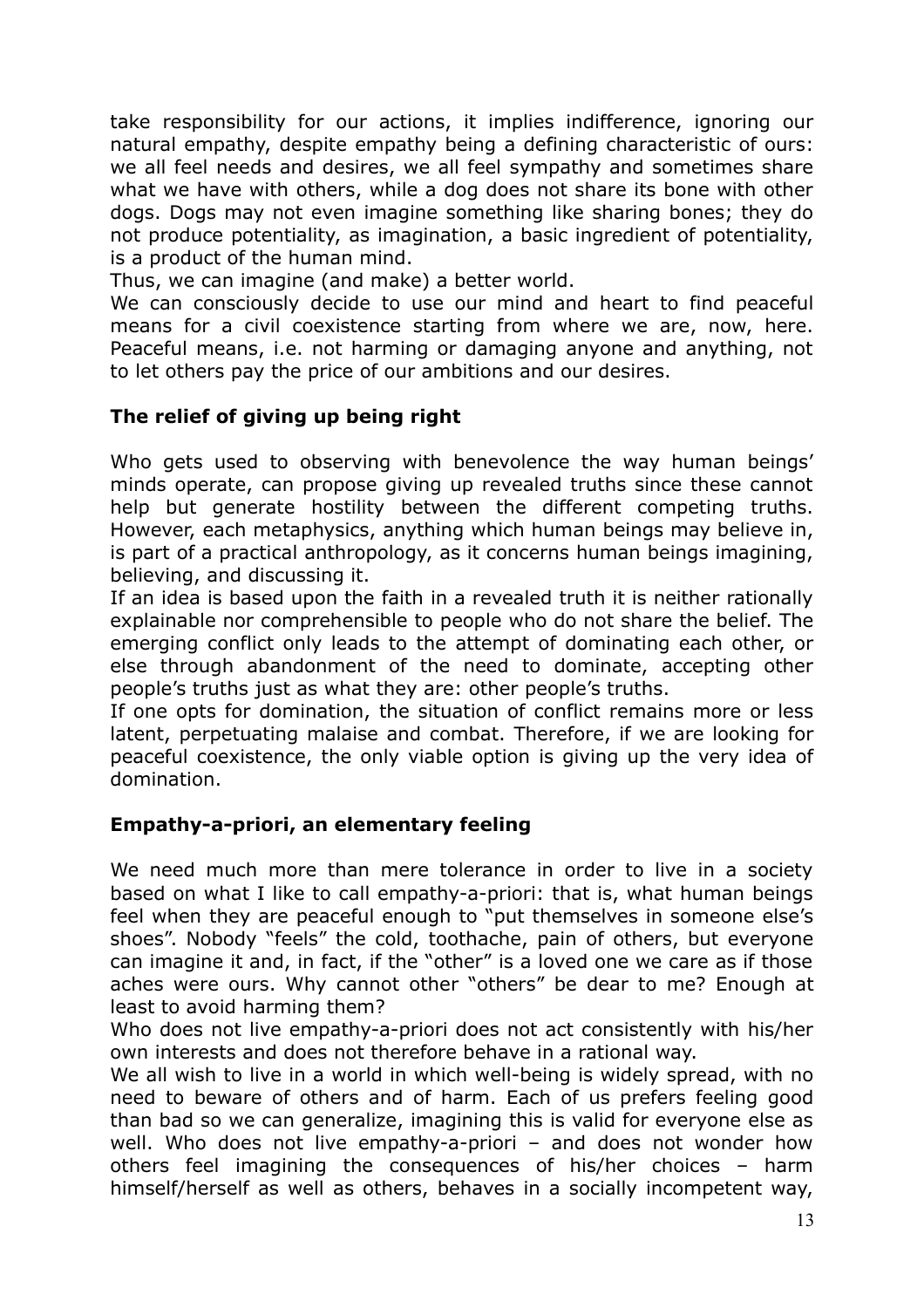take responsibility for our actions, it implies indifference, ignoring our natural empathy, despite empathy being a defining characteristic of ours: we all feel needs and desires, we all feel sympathy and sometimes share what we have with others, while a dog does not share its bone with other dogs. Dogs may not even imagine something like sharing bones; they do not produce potentiality, as imagination, a basic ingredient of potentiality, is a product of the human mind.

Thus, we can imagine (and make) a better world.

We can consciously decide to use our mind and heart to find peaceful means for a civil coexistence starting from where we are, now, here. Peaceful means, i.e. not harming or damaging anyone and anything, not to let others pay the price of our ambitions and our desires.

## The relief of giving up being right

Who gets used to observing with benevolence the way human beings' minds operate, can propose giving up revealed truths since these cannot help but generate hostility between the different competing truths. However, each metaphysics, anything which human beings may believe in, is part of a practical anthropology, as it concerns human beings imagining, believing, and discussing it.

If an idea is based upon the faith in a revealed truth it is neither rationally explainable nor comprehensible to people who do not share the belief. The emerging conflict only leads to the attempt of dominating each other, or else through abandonment of the need to dominate, accepting other people's truths just as what they are: other people's truths.

If one opts for domination, the situation of conflict remains more or less latent, perpetuating malaise and combat. Therefore, if we are looking for peaceful coexistence, the only viable option is giving up the very idea of domination.

## Empathy-a-priori, an elementary feeling

We need much more than mere tolerance in order to live in a society based on what I like to call empathy-a-priori: that is, what human beings feel when they are peaceful enough to "put themselves in someone else's shoes". Nobody "feels" the cold, toothache, pain of others, but everyone can imagine it and, in fact, if the "other" is a loved one we care as if those aches were ours. Why cannot other "others" be dear to me? Enough at least to avoid harming them?

Who does not live empathy-a-priori does not act consistently with his/her own interests and does not therefore behave in a rational way.

We all wish to live in a world in which well-being is widely spread, with no need to beware of others and of harm. Each of us prefers feeling good than bad so we can generalize, imagining this is valid for everyone else as well. Who does not live empathy-a-priori – and does not wonder how others feel imagining the consequences of his/her choices – harm himself/herself as well as others, behaves in a socially incompetent way,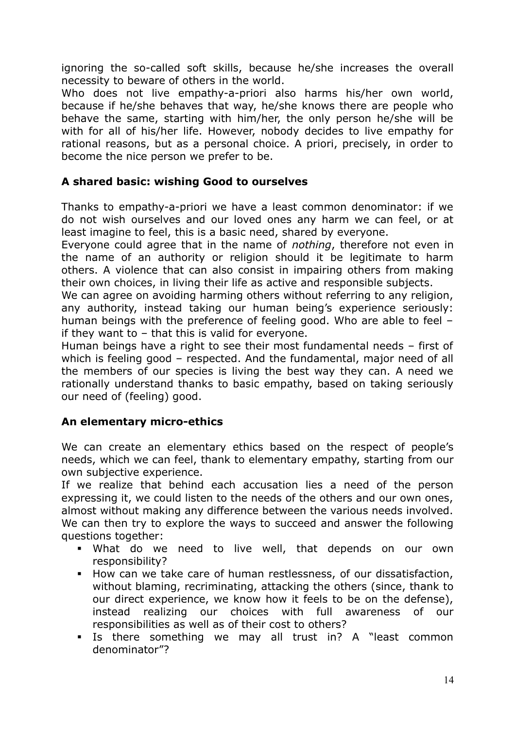ignoring the so-called soft skills, because he/she increases the overall necessity to beware of others in the world.
Who does not live empathy-a-priori also harms his/her own world, because if he/she behaves that way, he/she knows there are people who behave the same, starting with him/her, the only person he/she will be with for all of his/her life. However, nobody decides to live empathy for rational reasons, but as a personal choice. A priori, precisely, in order to become the nice person we prefer to be.

## A shared basic: wishing Good to ourselves

Thanks to empathy-a-priori we have a least common denominator: if we do not wish ourselves and our loved ones any harm we can feel, or at least imagine to feel, this is a basic need, shared by everyone.
Everyone could agree that in the name of *nothing*, therefore not even in the name of an authority or religion should it be legitimate to harm others. A violence that can also consist in impairing others from making their own choices, in living their life as active and responsible subjects.
We can agree on avoiding harming others without referring to any religion, any authority, instead taking our human being's experience seriously: human beings with the preference of feeling good. Who are able to feel – if they want to – that this is valid for everyone.
Human beings have a right to see their most fundamental needs – first of which is feeling good – respected. And the fundamental, major need of all the members of our species is living the best way they can. A need we rationally understand thanks to basic empathy, based on taking seriously our need of (feeling) good.

## An elementary micro-ethics

We can create an elementary ethics based on the respect of people's needs, which we can feel, thank to elementary empathy, starting from our own subjective experience.
If we realize that behind each accusation lies a need of the person expressing it, we could listen to the needs of the others and our own ones, almost without making any difference between the various needs involved. We can then try to explore the ways to succeed and answer the following questions together:

- What do we need to live well, that depends on our own responsibility?
- How can we take care of human restlessness, of our dissatisfaction, without blaming, recriminating, attacking the others (since, thank to our direct experience, we know how it feels to be on the defense), instead realizing our choices with full awareness of our responsibilities as well as of their cost to others?
- Is there something we may all trust in? A "least common denominator"?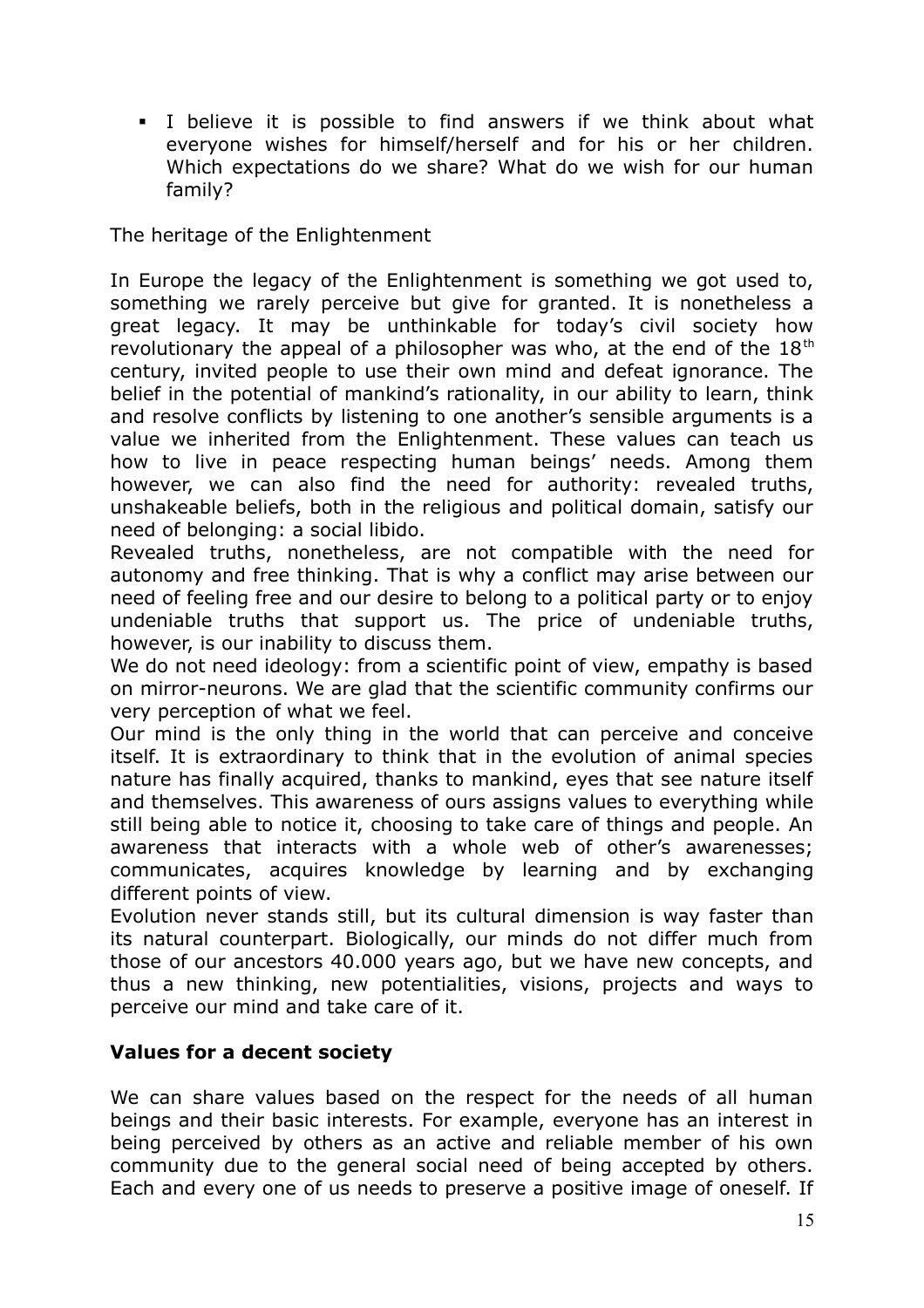- I believe it is possible to find answers if we think about what everyone wishes for himself/herself and for his or her children. Which expectations do we share? What do we wish for our human family?

The heritage of the Enlightenment

In Europe the legacy of the Enlightenment is something we got used to, something we rarely perceive but give for granted. It is nonetheless a great legacy. It may be unthinkable for today's civil society how revolutionary the appeal of a philosopher was who, at the end of the 18th century, invited people to use their own mind and defeat ignorance. The belief in the potential of mankind's rationality, in our ability to learn, think and resolve conflicts by listening to one another's sensible arguments is a value we inherited from the Enlightenment. These values can teach us how to live in peace respecting human beings' needs. Among them however, we can also find the need for authority: revealed truths, unshakeable beliefs, both in the religious and political domain, satisfy our need of belonging: a social libido.

Revealed truths, nonetheless, are not compatible with the need for autonomy and free thinking. That is why a conflict may arise between our need of feeling free and our desire to belong to a political party or to enjoy undeniable truths that support us. The price of undeniable truths, however, is our inability to discuss them.

We do not need ideology: from a scientific point of view, empathy is based on mirror-neurons. We are glad that the scientific community confirms our very perception of what we feel.

Our mind is the only thing in the world that can perceive and conceive itself. It is extraordinary to think that in the evolution of animal species nature has finally acquired, thanks to mankind, eyes that see nature itself and themselves. This awareness of ours assigns values to everything while still being able to notice it, choosing to take care of things and people. An awareness that interacts with a whole web of other's awarenesses; communicates, acquires knowledge by learning and by exchanging different points of view.

Evolution never stands still, but its cultural dimension is way faster than its natural counterpart. Biologically, our minds do not differ much from those of our ancestors 40.000 years ago, but we have new concepts, and thus a new thinking, new potentialities, visions, projects and ways to perceive our mind and take care of it.

## Values for a decent society

We can share values based on the respect for the needs of all human beings and their basic interests. For example, everyone has an interest in being perceived by others as an active and reliable member of his own community due to the general social need of being accepted by others. Each and every one of us needs to preserve a positive image of oneself. If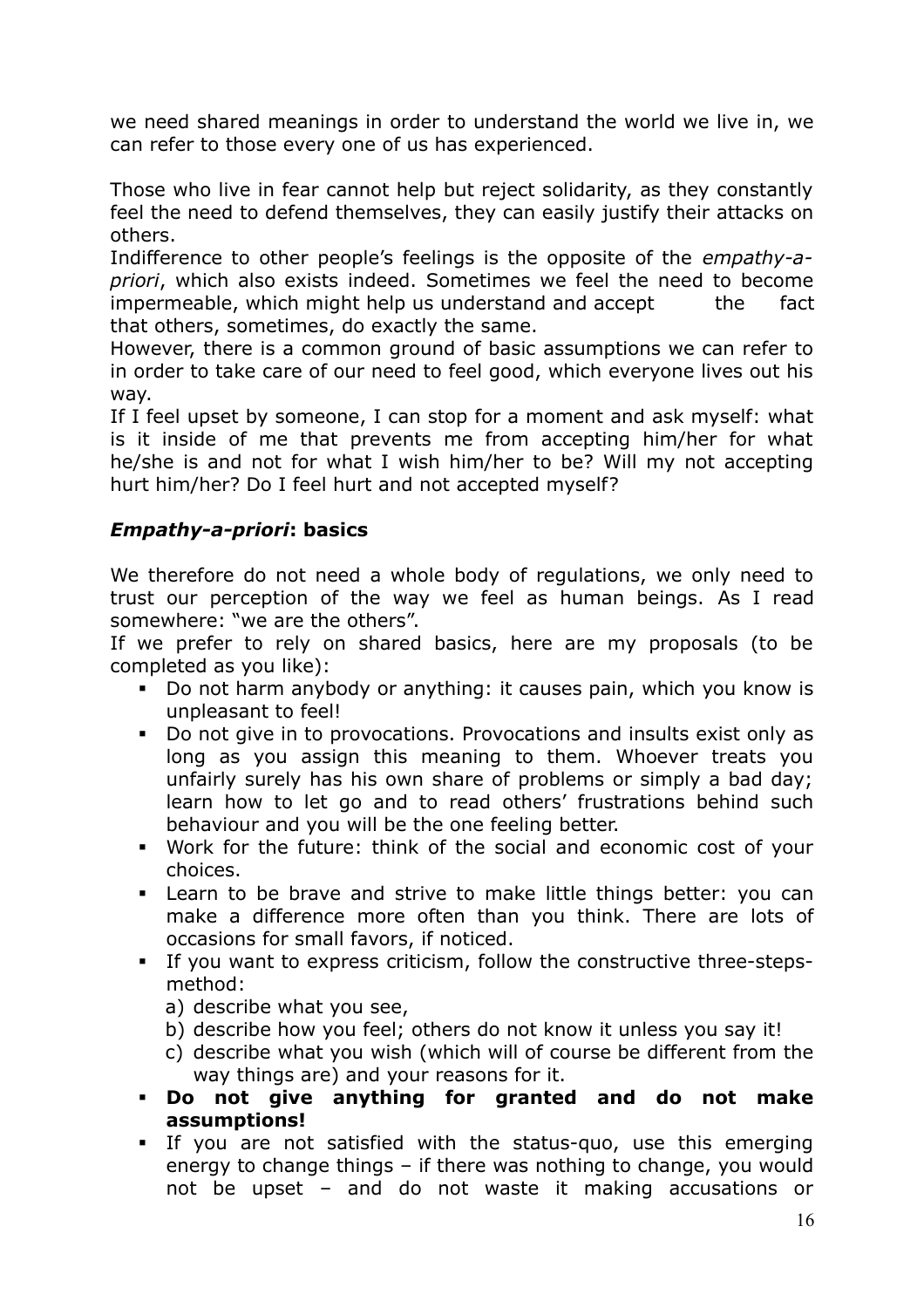we need shared meanings in order to understand the world we live in, we can refer to those every one of us has experienced.

Those who live in fear cannot help but reject solidarity, as they constantly feel the need to defend themselves, they can easily justify their attacks on others.
Indifference to other people's feelings is the opposite of the *empathy-a-priori*, which also exists indeed. Sometimes we feel the need to become impermeable, which might help us understand and accept the fact that others, sometimes, do exactly the same.
However, there is a common ground of basic assumptions we can refer to in order to take care of our need to feel good, which everyone lives out his way.
If I feel upset by someone, I can stop for a moment and ask myself: what is it inside of me that prevents me from accepting him/her for what he/she is and not for what I wish him/her to be? Will my not accepting hurt him/her? Do I feel hurt and not accepted myself?

### ***Empathy-a-priori*: basics**

We therefore do not need a whole body of regulations, we only need to trust our perception of the way we feel as human beings. As I read somewhere: "we are the others".
If we prefer to rely on shared basics, here are my proposals (to be completed as you like):

- Do not harm anybody or anything: it causes pain, which you know is unpleasant to feel!
- Do not give in to provocations. Provocations and insults exist only as long as you assign this meaning to them. Whoever treats you unfairly surely has his own share of problems or simply a bad day; learn how to let go and to read others' frustrations behind such behaviour and you will be the one feeling better.
- Work for the future: think of the social and economic cost of your choices.
- Learn to be brave and strive to make little things better: you can make a difference more often than you think. There are lots of occasions for small favors, if noticed.
- If you want to express criticism, follow the constructive three-steps-method:
  a) describe what you see,
  b) describe how you feel; others do not know it unless you say it!
  c) describe what you wish (which will of course be different from the way things are) and your reasons for it.
- **Do not give anything for granted and do not make assumptions!**
- If you are not satisfied with the status-quo, use this emerging energy to change things – if there was nothing to change, you would not be upset – and do not waste it making accusations or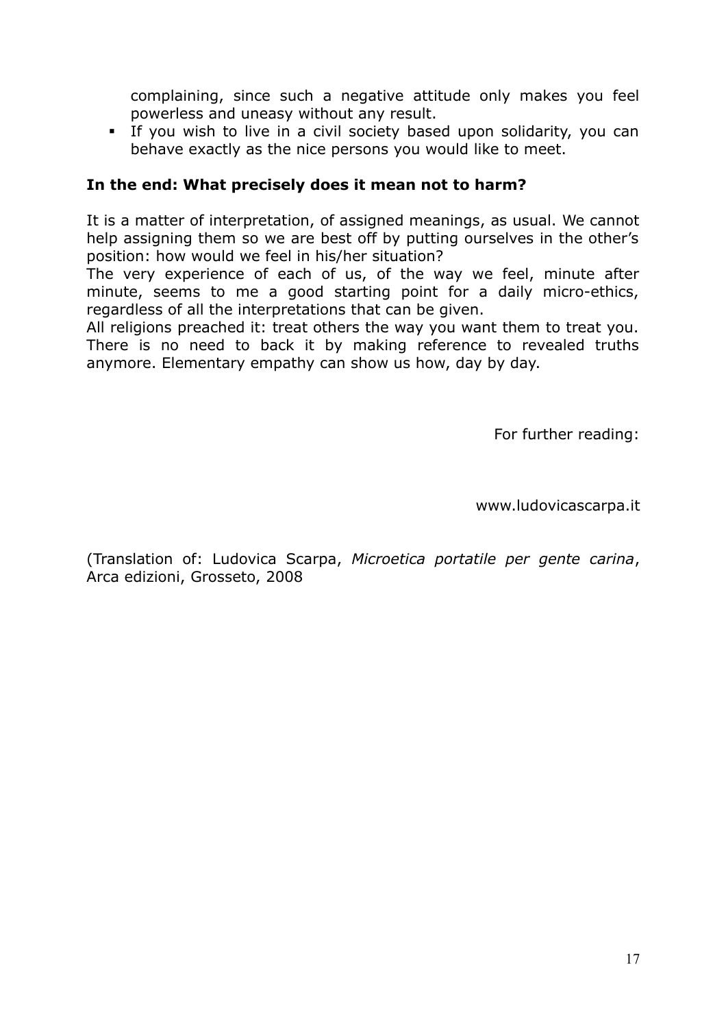complaining, since such a negative attitude only makes you feel powerless and uneasy without any result.

- If you wish to live in a civil society based upon solidarity, you can behave exactly as the nice persons you would like to meet.

**In the end: What precisely does it mean not to harm?**

It is a matter of interpretation, of assigned meanings, as usual. We cannot help assigning them so we are best off by putting ourselves in the other's position: how would we feel in his/her situation?

The very experience of each of us, of the way we feel, minute after minute, seems to me a good starting point for a daily micro-ethics, regardless of all the interpretations that can be given.

All religions preached it: treat others the way you want them to treat you. There is no need to back it by making reference to revealed truths anymore. Elementary empathy can show us how, day by day.

For further reading:

www.ludovicascarpa.it

(Translation of: Ludovica Scarpa, *Microetica portatile per gente carina*, Arca edizioni, Grosseto, 2008